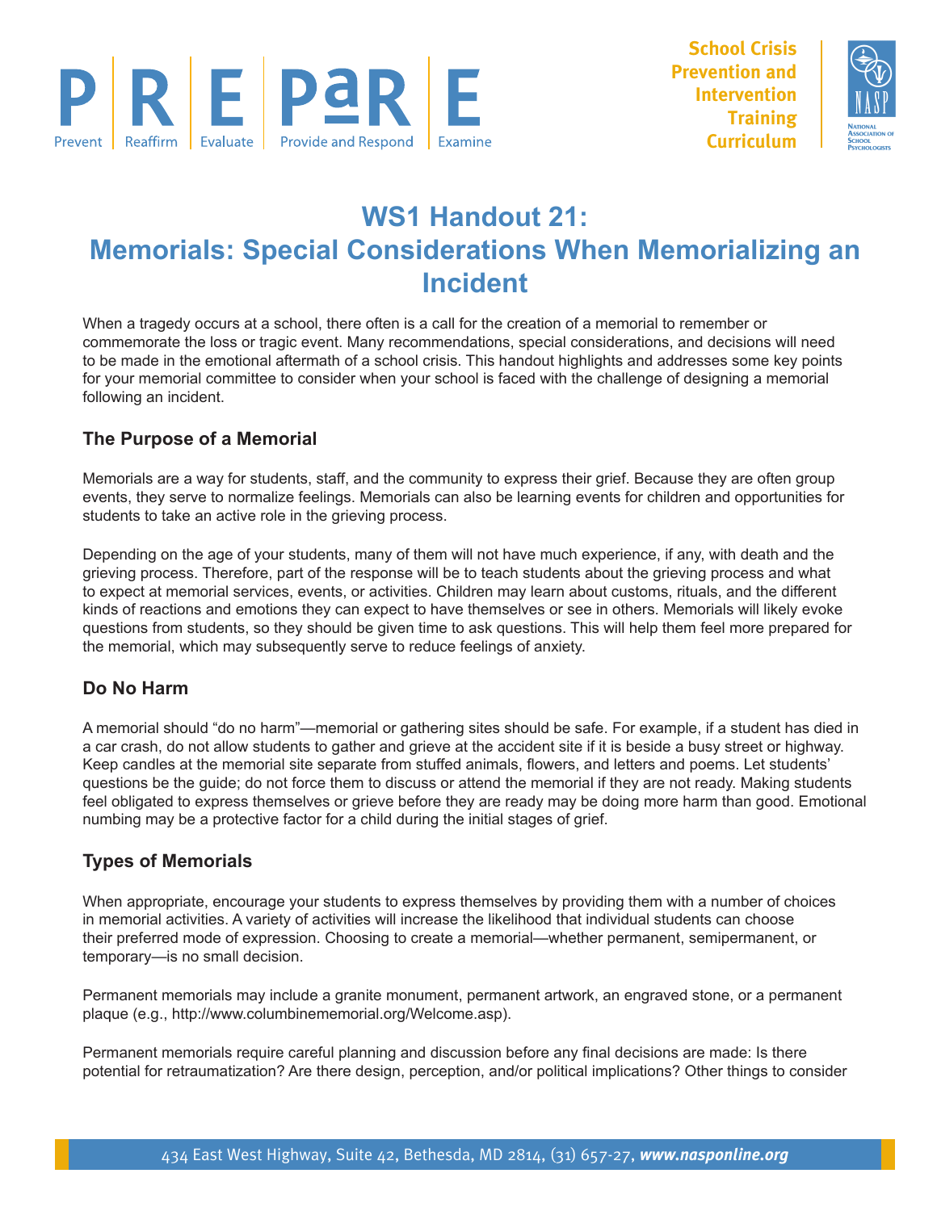# WS1 Handout 21: Memorials: Special Considerations When Memorializing an Incident

When a tragedy occurs at a school, there often is a call for the creation of a memorial to remember or commemorate the loss or tragic event. Many recommendations, special considerations, and decisions will need to be made in the emotional aftermath of a school crisis. This handout highlights and addresses some key points for your memorial committee to consider when your school is faced with the challenge of designing a memorial following an incident.

## The Purpose of a Memorial

Memorials are a way for students, staff, and the community to express their grief. Because they are often group events, they serve to normalize feelings. Memorials can also be learning events for children and opportunities for students to take an active role in the grieving process.

Depending on the age of your students, many of them will not have much experience, if any, with death and the grieving process. Therefore, part of the response will be to teach students about the grieving process and what to expect at memorial services, events, or activities. Children may learn about customs, rituals, and the different kinds of reactions and emotions they can expect to have themselves or see in others. Memorials will likely evoke questions from students, so they should be given time to ask questions. This will help them feel more prepared for the memorial, which may subsequently serve to reduce feelings of anxiety.

## Do No Harm

A memorial should "do no harm"—memorial or gathering sites should be safe. For example, if a student has died in a car crash, do not allow students to gather and grieve at the accident site if it is beside a busy street or highway. Keep candles at the memorial site separate from stuffed animals, flowers, and letters and poems. Let students' questions be the guide; do not force them to discuss or attend the memorial if they are not ready. Making students feel obligated to express themselves or grieve before they are ready may be doing more harm than good. Emotional numbing may be a protective factor for a child during the initial stages of grief.

## Types of Memorials

When appropriate, encourage your students to express themselves by providing them with a number of choices in memorial activities. A variety of activities will increase the likelihood that individual students can choose their preferred mode of expression. Choosing to create a memorial—whether permanent, semipermanent, or temporary—is no small decision.

Permanent memorials may include a granite monument, permanent artwork, an engraved stone, or a permanent plaque (e.g., http://www.columbinememorial.org/Welcome.asp).

Permanent memorials require careful planning and discussion before any final decisions are made: Is there potential for retraumatization? Are there design, perception, and/or political implications? Other things to consider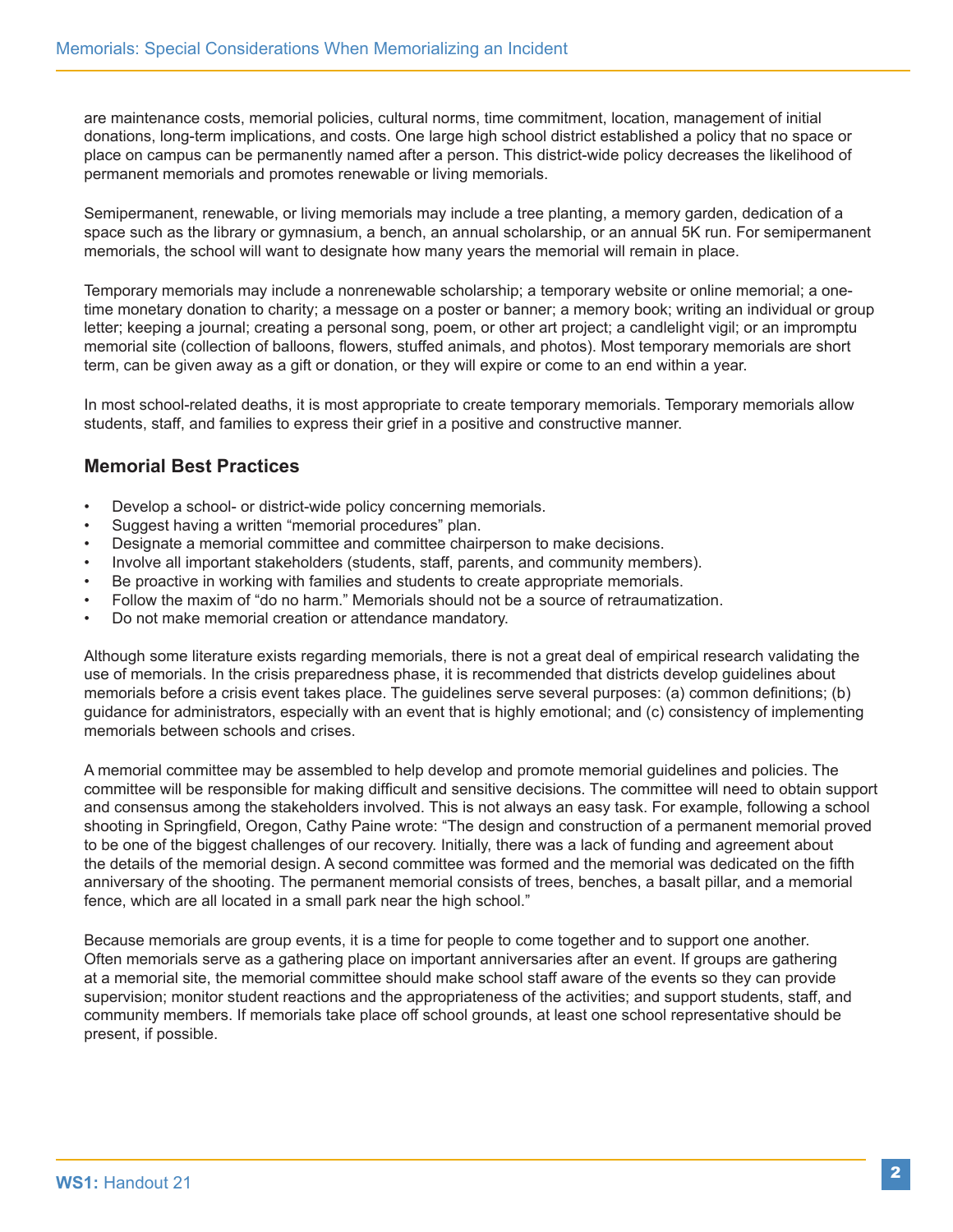are maintenance costs, memorial policies, cultural norms, time commitment, location, management of initial donations, long-term implications, and costs. One large high school district established a policy that no space or place on campus can be permanently named after a person. This district-wide policy decreases the likelihood of permanent memorials and promotes renewable or living memorials.

Semipermanent, renewable, or living memorials may include a tree planting, a memory garden, dedication of a space such as the library or gymnasium, a bench, an annual scholarship, or an annual 5K run. For semipermanent memorials, the school will want to designate how many years the memorial will remain in place.

Temporary memorials may include a nonrenewable scholarship; a temporary website or online memorial; a one-time monetary donation to charity; a message on a poster or banner; a memory book; writing an individual or group letter; keeping a journal; creating a personal song, poem, or other art project; a candlelight vigil; or an impromptu memorial site (collection of balloons, flowers, stuffed animals, and photos). Most temporary memorials are short term, can be given away as a gift or donation, or they will expire or come to an end within a year.

In most school-related deaths, it is most appropriate to create temporary memorials. Temporary memorials allow students, staff, and families to express their grief in a positive and constructive manner.

### Memorial Best Practices

- Develop a school- or district-wide policy concerning memorials.
- Suggest having a written "memorial procedures" plan.
- Designate a memorial committee and committee chairperson to make decisions.
- Involve all important stakeholders (students, staff, parents, and community members).
- Be proactive in working with families and students to create appropriate memorials.
- Follow the maxim of "do no harm." Memorials should not be a source of retraumatization.
- Do not make memorial creation or attendance mandatory.

Although some literature exists regarding memorials, there is not a great deal of empirical research validating the use of memorials. In the crisis preparedness phase, it is recommended that districts develop guidelines about memorials before a crisis event takes place. The guidelines serve several purposes: (a) common definitions; (b) guidance for administrators, especially with an event that is highly emotional; and (c) consistency of implementing memorials between schools and crises.

A memorial committee may be assembled to help develop and promote memorial guidelines and policies. The committee will be responsible for making difficult and sensitive decisions. The committee will need to obtain support and consensus among the stakeholders involved. This is not always an easy task. For example, following a school shooting in Springfield, Oregon, Cathy Paine wrote: "The design and construction of a permanent memorial proved to be one of the biggest challenges of our recovery. Initially, there was a lack of funding and agreement about the details of the memorial design. A second committee was formed and the memorial was dedicated on the fifth anniversary of the shooting. The permanent memorial consists of trees, benches, a basalt pillar, and a memorial fence, which are all located in a small park near the high school."

Because memorials are group events, it is a time for people to come together and to support one another. Often memorials serve as a gathering place on important anniversaries after an event. If groups are gathering at a memorial site, the memorial committee should make school staff aware of the events so they can provide supervision; monitor student reactions and the appropriateness of the activities; and support students, staff, and community members. If memorials take place off school grounds, at least one school representative should be present, if possible.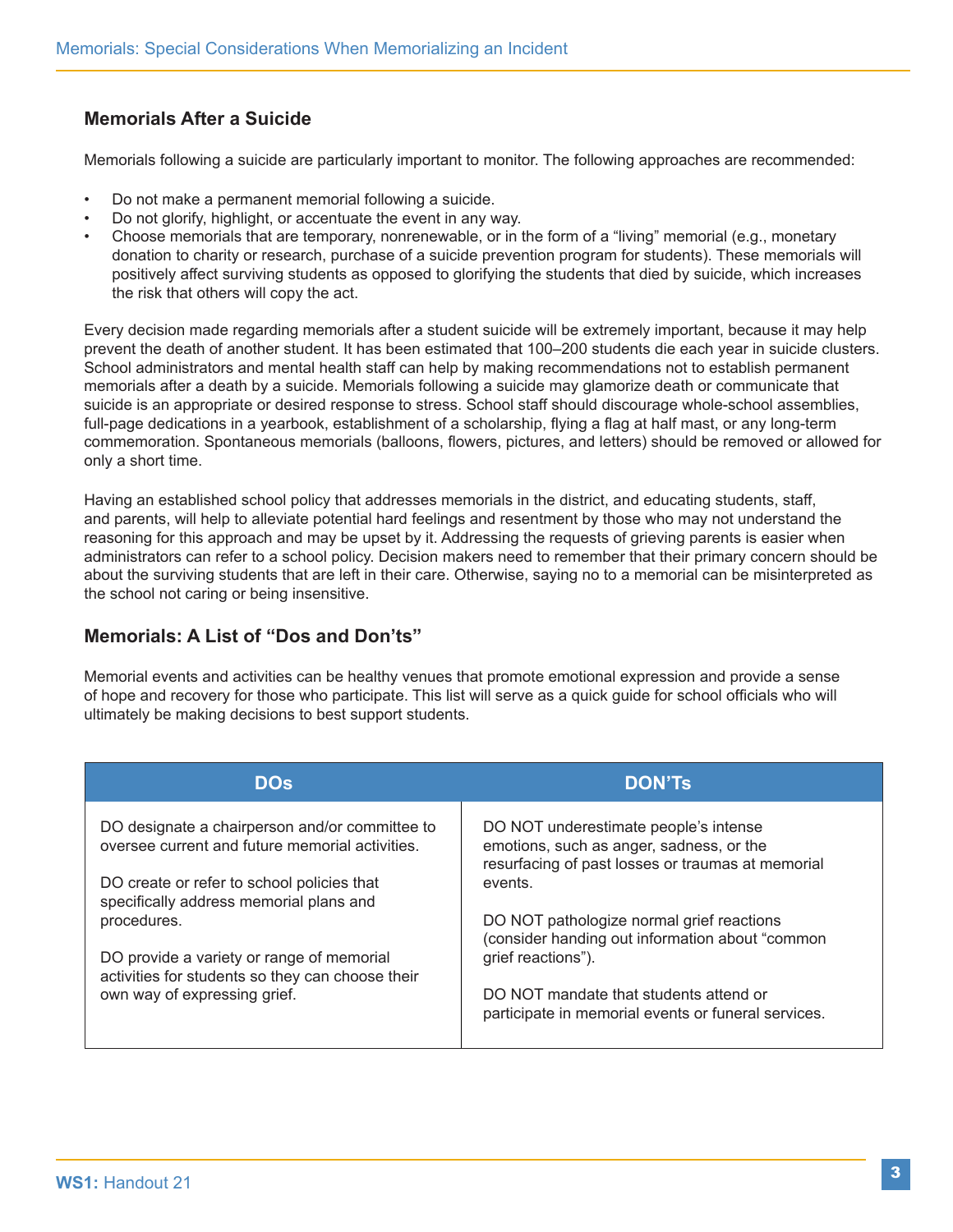## Memorials After a Suicide

Memorials following a suicide are particularly important to monitor. The following approaches are recommended:

- Do not make a permanent memorial following a suicide.
- Do not glorify, highlight, or accentuate the event in any way.
- Choose memorials that are temporary, nonrenewable, or in the form of a "living" memorial (e.g., monetary donation to charity or research, purchase of a suicide prevention program for students). These memorials will positively affect surviving students as opposed to glorifying the students that died by suicide, which increases the risk that others will copy the act.

Every decision made regarding memorials after a student suicide will be extremely important, because it may help prevent the death of another student. It has been estimated that 100–200 students die each year in suicide clusters. School administrators and mental health staff can help by making recommendations not to establish permanent memorials after a death by a suicide. Memorials following a suicide may glamorize death or communicate that suicide is an appropriate or desired response to stress. School staff should discourage whole-school assemblies, full-page dedications in a yearbook, establishment of a scholarship, flying a flag at half mast, or any long-term commemoration. Spontaneous memorials (balloons, flowers, pictures, and letters) should be removed or allowed for only a short time.

Having an established school policy that addresses memorials in the district, and educating students, staff, and parents, will help to alleviate potential hard feelings and resentment by those who may not understand the reasoning for this approach and may be upset by it. Addressing the requests of grieving parents is easier when administrators can refer to a school policy. Decision makers need to remember that their primary concern should be about the surviving students that are left in their care. Otherwise, saying no to a memorial can be misinterpreted as the school not caring or being insensitive.

## Memorials: A List of "Dos and Don'ts"

Memorial events and activities can be healthy venues that promote emotional expression and provide a sense of hope and recovery for those who participate. This list will serve as a quick guide for school officials who will ultimately be making decisions to best support students.

| DOs | DON'Ts |
| --- | --- |
| DO designate a chairperson and/or committee to oversee current and future memorial activities. | DO NOT underestimate people's intense emotions, such as anger, sadness, or the resurfacing of past losses or traumas at memorial events. |
| DO create or refer to school policies that specifically address memorial plans and procedures. | DO NOT pathologize normal grief reactions (consider handing out information about "common grief reactions"). |
| DO provide a variety or range of memorial activities for students so they can choose their own way of expressing grief. | DO NOT mandate that students attend or participate in memorial events or funeral services. |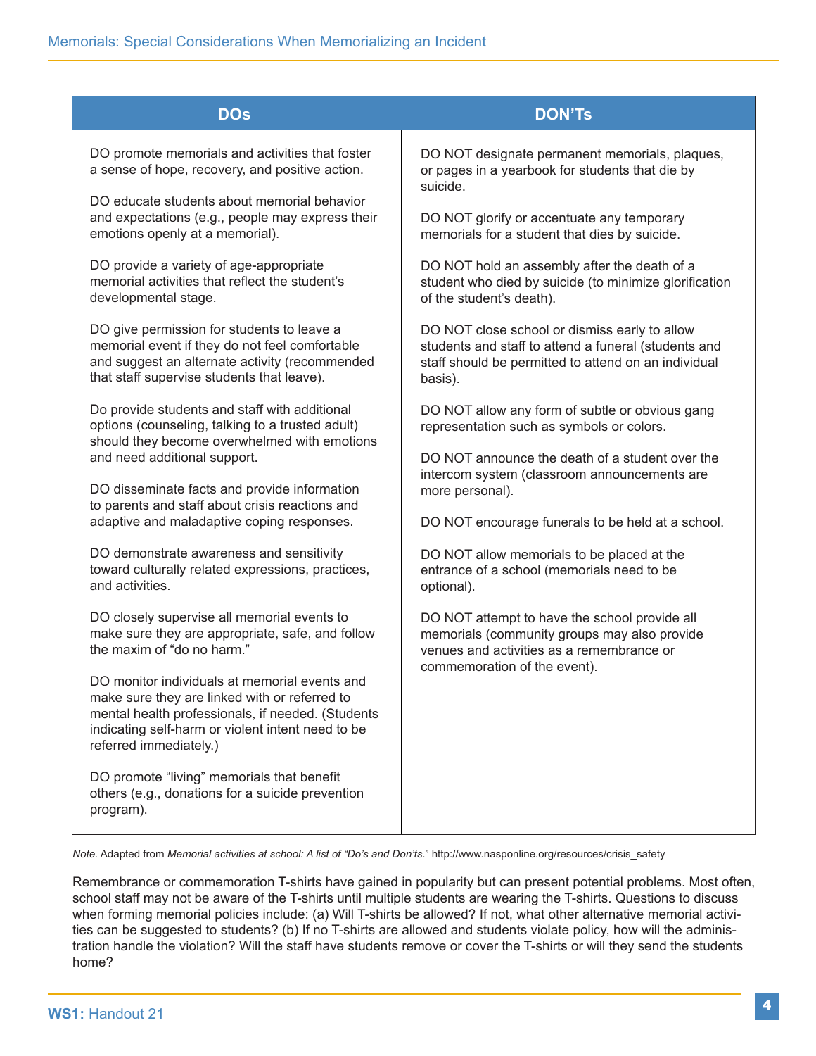| DOs | DON'Ts |
|---|---|
| DO promote memorials and activities that foster a sense of hope, recovery, and positive action. | DO NOT designate permanent memorials, plaques, or pages in a yearbook for students that die by suicide. |
| DO educate students about memorial behavior and expectations (e.g., people may express their emotions openly at a memorial). | DO NOT glorify or accentuate any temporary memorials for a student that dies by suicide. |
| DO provide a variety of age-appropriate memorial activities that reflect the student's developmental stage. | DO NOT hold an assembly after the death of a student who died by suicide (to minimize glorification of the student's death). |
| DO give permission for students to leave a memorial event if they do not feel comfortable and suggest an alternate activity (recommended that staff supervise students that leave). | DO NOT close school or dismiss early to allow students and staff to attend a funeral (students and staff should be permitted to attend on an individual basis). |
| Do provide students and staff with additional options (counseling, talking to a trusted adult) should they become overwhelmed with emotions and need additional support. | DO NOT allow any form of subtle or obvious gang representation such as symbols or colors. |
| DO disseminate facts and provide information to parents and staff about crisis reactions and adaptive and maladaptive coping responses. | DO NOT announce the death of a student over the intercom system (classroom announcements are more personal). |
| DO demonstrate awareness and sensitivity toward culturally related expressions, practices, and activities. | DO NOT encourage funerals to be held at a school. |
| DO closely supervise all memorial events to make sure they are appropriate, safe, and follow the maxim of "do no harm." | DO NOT allow memorials to be placed at the entrance of a school (memorials need to be optional). |
| DO monitor individuals at memorial events and make sure they are linked with or referred to mental health professionals, if needed. (Students indicating self-harm or violent intent need to be referred immediately.) | DO NOT attempt to have the school provide all memorials (community groups may also provide venues and activities as a remembrance or commemoration of the event). |
| DO promote "living" memorials that benefit others (e.g., donations for a suicide prevention program). | |

*Note.* Adapted from *Memorial activities at school: A list of "Do's and Don'ts."* http://www.nasponline.org/resources/crisis_safety

Remembrance or commemoration T-shirts have gained in popularity but can present potential problems. Most often, school staff may not be aware of the T-shirts until multiple students are wearing the T-shirts. Questions to discuss when forming memorial policies include: (a) Will T-shirts be allowed? If not, what other alternative memorial activities can be suggested to students? (b) If no T-shirts are allowed and students violate policy, how will the administration handle the violation? Will the staff have students remove or cover the T-shirts or will they send the students home?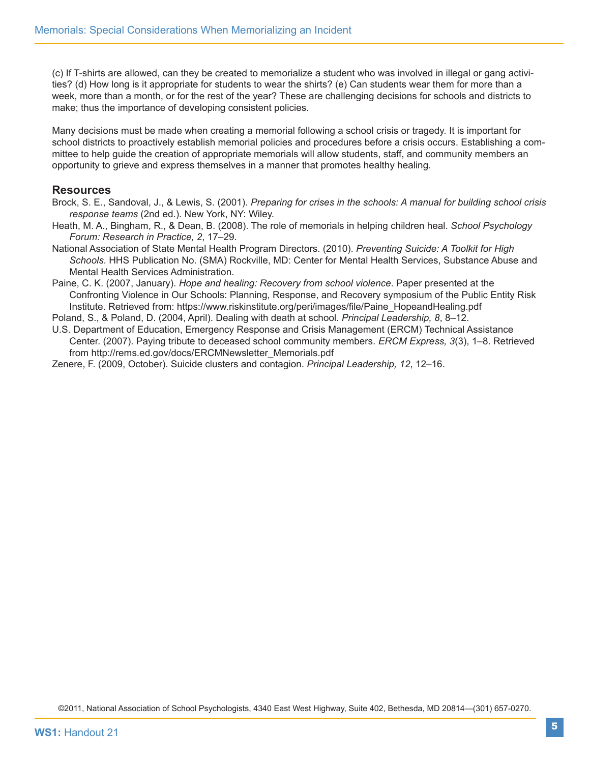(c) If T-shirts are allowed, can they be created to memorialize a student who was involved in illegal or gang activities? (d) How long is it appropriate for students to wear the shirts? (e) Can students wear them for more than a week, more than a month, or for the rest of the year? These are challenging decisions for schools and districts to make; thus the importance of developing consistent policies.

Many decisions must be made when creating a memorial following a school crisis or tragedy. It is important for school districts to proactively establish memorial policies and procedures before a crisis occurs. Establishing a committee to help guide the creation of appropriate memorials will allow students, staff, and community members an opportunity to grieve and express themselves in a manner that promotes healthy healing.

## Resources

Brock, S. E., Sandoval, J., & Lewis, S. (2001). *Preparing for crises in the schools: A manual for building school crisis response teams* (2nd ed.). New York, NY: Wiley.

Heath, M. A., Bingham, R., & Dean, B. (2008). The role of memorials in helping children heal. *School Psychology Forum: Research in Practice, 2*, 17–29.

National Association of State Mental Health Program Directors. (2010). *Preventing Suicide: A Toolkit for High Schools*. HHS Publication No. (SMA) Rockville, MD: Center for Mental Health Services, Substance Abuse and Mental Health Services Administration.

Paine, C. K. (2007, January). *Hope and healing: Recovery from school violence*. Paper presented at the Confronting Violence in Our Schools: Planning, Response, and Recovery symposium of the Public Entity Risk Institute. Retrieved from: https://www.riskinstitute.org/peri/images/file/Paine_HopeandHealing.pdf

Poland, S., & Poland, D. (2004, April). Dealing with death at school. *Principal Leadership, 8*, 8–12.

U.S. Department of Education, Emergency Response and Crisis Management (ERCM) Technical Assistance Center. (2007). Paying tribute to deceased school community members. *ERCM Express, 3*(3), 1–8. Retrieved from http://rems.ed.gov/docs/ERCMNewsletter_Memorials.pdf

Zenere, F. (2009, October). Suicide clusters and contagion. *Principal Leadership, 12*, 12–16.

©2011, National Association of School Psychologists, 4340 East West Highway, Suite 402, Bethesda, MD 20814—(301) 657-0270.